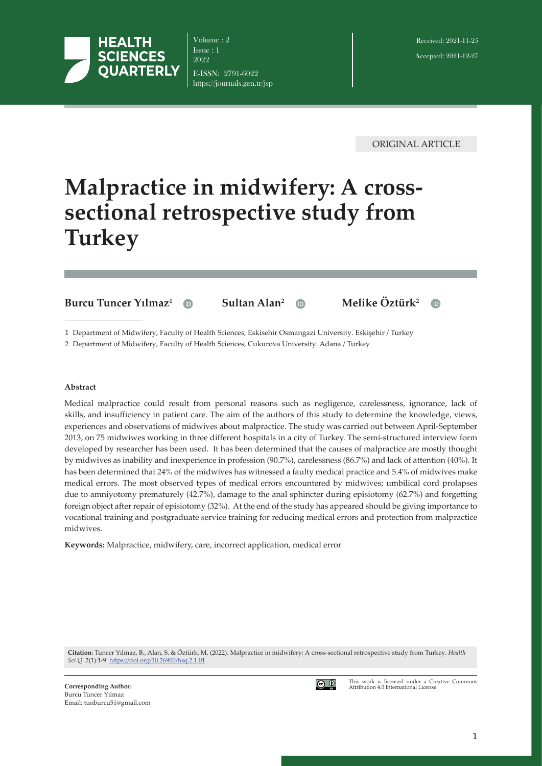ORIGINAL ARTICLE

# Malpractice in midwifery: A cross-sectional retrospective study from Turkey

**Burcu Tuncer Yılmaz**[1] **Sultan Alan**[2] **Melike Öztürk**[2]

1 Department of Midwifery, Faculty of Health Sciences, Eskisehir Osmangazi University. Eskişehir / Turkey

2 Department of Midwifery, Faculty of Health Sciences, Cukurova University. Adana / Turkey

**Received:** 2021-11-25
**Accepted:** 2021-12-27

#### Abstract

Medical malpractice could result from personal reasons such as negligence, carelessness, ignorance, lack of skills, and insufficiency in patient care. The aim of the authors of this study to determine the knowledge, views, experiences and observations of midwives about malpractice. The study was carried out between April-September 2013, on 75 midwiwes working in three different hospitals in a city of Turkey. The semi-structured interview form developed by researcher has been used. It has been determined that the causes of malpractice are mostly thought by midwives as inability and inexperience in profession (90.7%), carelessness (86.7%) and lack of attention (40%). It has been determined that 24% of the midwives has witnessed a faulty medical practice and 5.4% of midwives make medical errors. The most observed types of medical errors encountered by midwives; umbilical cord prolapses due to amniyotomy prematurely (42.7%), damage to the anal sphincter during episiotomy (62.7%) and forgetting foreign object after repair of episiotomy (32%). At the end of the study has appeared should be giving importance to vocational training and postgraduate service training for reducing medical errors and protection from malpractice midwives.

**Keywords:** Malpractice, midwifery, care, incorrect application, medical error

**Citation**: Tuncer Yılmaz, B., Alan, S. & Öztürk, M. (2022). Malpractice in midwifery: A cross-sectional retrospective study from Turkey. *Health Sci Q.* 2(1):1-9. https://doi.org/10.26900/hsq.2.1.01

**Corresponding Author:**
Burcu Tuncer Yılmaz
Email: tunburcu51@gmail.com

This work is licensed under a Creative Commons Attribution 4.0 International License.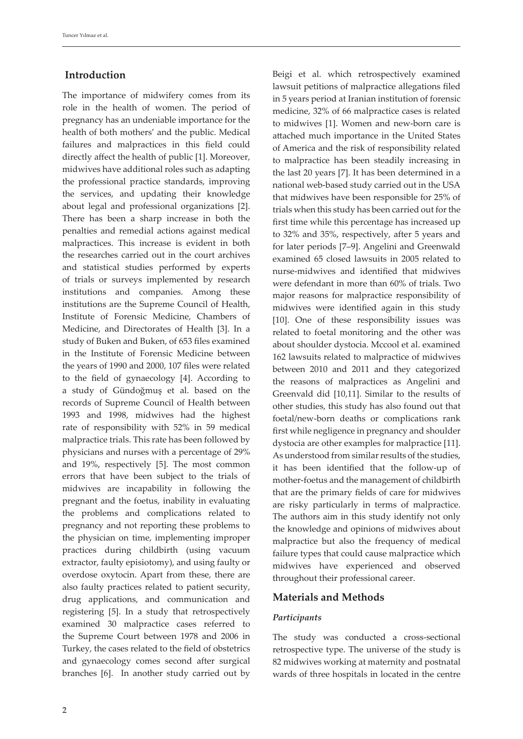## Introduction

The importance of midwifery comes from its role in the health of women. The period of pregnancy has an undeniable importance for the health of both mothers' and the public. Medical failures and malpractices in this field could directly affect the health of public [1]. Moreover, midwives have additional roles such as adapting the professional practice standards, improving the services, and updating their knowledge about legal and professional organizations [2]. There has been a sharp increase in both the penalties and remedial actions against medical malpractices. This increase is evident in both the researches carried out in the court archives and statistical studies performed by experts of trials or surveys implemented by research institutions and companies. Among these institutions are the Supreme Council of Health, Institute of Forensic Medicine, Chambers of Medicine, and Directorates of Health [3]. In a study of Buken and Buken, of 653 files examined in the Institute of Forensic Medicine between the years of 1990 and 2000, 107 files were related to the field of gynaecology [4]. According to a study of Gündoğmuş et al. based on the records of Supreme Council of Health between 1993 and 1998, midwives had the highest rate of responsibility with 52% in 59 medical malpractice trials. This rate has been followed by physicians and nurses with a percentage of 29% and 19%, respectively [5]. The most common errors that have been subject to the trials of midwives are incapability in following the pregnant and the foetus, inability in evaluating the problems and complications related to pregnancy and not reporting these problems to the physician on time, implementing improper practices during childbirth (using vacuum extractor, faulty episiotomy), and using faulty or overdose oxytocin. Apart from these, there are also faulty practices related to patient security, drug applications, and communication and registering [5]. In a study that retrospectively examined 30 malpractice cases referred to the Supreme Court between 1978 and 2006 in Turkey, the cases related to the field of obstetrics and gynaecology comes second after surgical branches [6]. In another study carried out by Beigi et al. which retrospectively examined lawsuit petitions of malpractice allegations filed in 5 years period at Iranian institution of forensic medicine, 32% of 66 malpractice cases is related to midwives [1]. Women and new-born care is attached much importance in the United States of America and the risk of responsibility related to malpractice has been steadily increasing in the last 20 years [7]. It has been determined in a national web-based study carried out in the USA that midwives have been responsible for 25% of trials when this study has been carried out for the first time while this percentage has increased up to 32% and 35%, respectively, after 5 years and for later periods [7–9]. Angelini and Greenwald examined 65 closed lawsuits in 2005 related to nurse-midwives and identified that midwives were defendant in more than 60% of trials. Two major reasons for malpractice responsibility of midwives were identified again in this study [10]. One of these responsibility issues was related to foetal monitoring and the other was about shoulder dystocia. Mccool et al. examined 162 lawsuits related to malpractice of midwives between 2010 and 2011 and they categorized the reasons of malpractices as Angelini and Greenvald did [10,11]. Similar to the results of other studies, this study has also found out that foetal/new-born deaths or complications rank first while negligence in pregnancy and shoulder dystocia are other examples for malpractice [11]. As understood from similar results of the studies, it has been identified that the follow-up of mother-foetus and the management of childbirth that are the primary fields of care for midwives are risky particularly in terms of malpractice. The authors aim in this study identify not only the knowledge and opinions of midwives about malpractice but also the frequency of medical failure types that could cause malpractice which midwives have experienced and observed throughout their professional career.

## Materials and Methods

### *Participants*

The study was conducted a cross-sectional retrospective type. The universe of the study is 82 midwives working at maternity and postnatal wards of three hospitals in located in the centre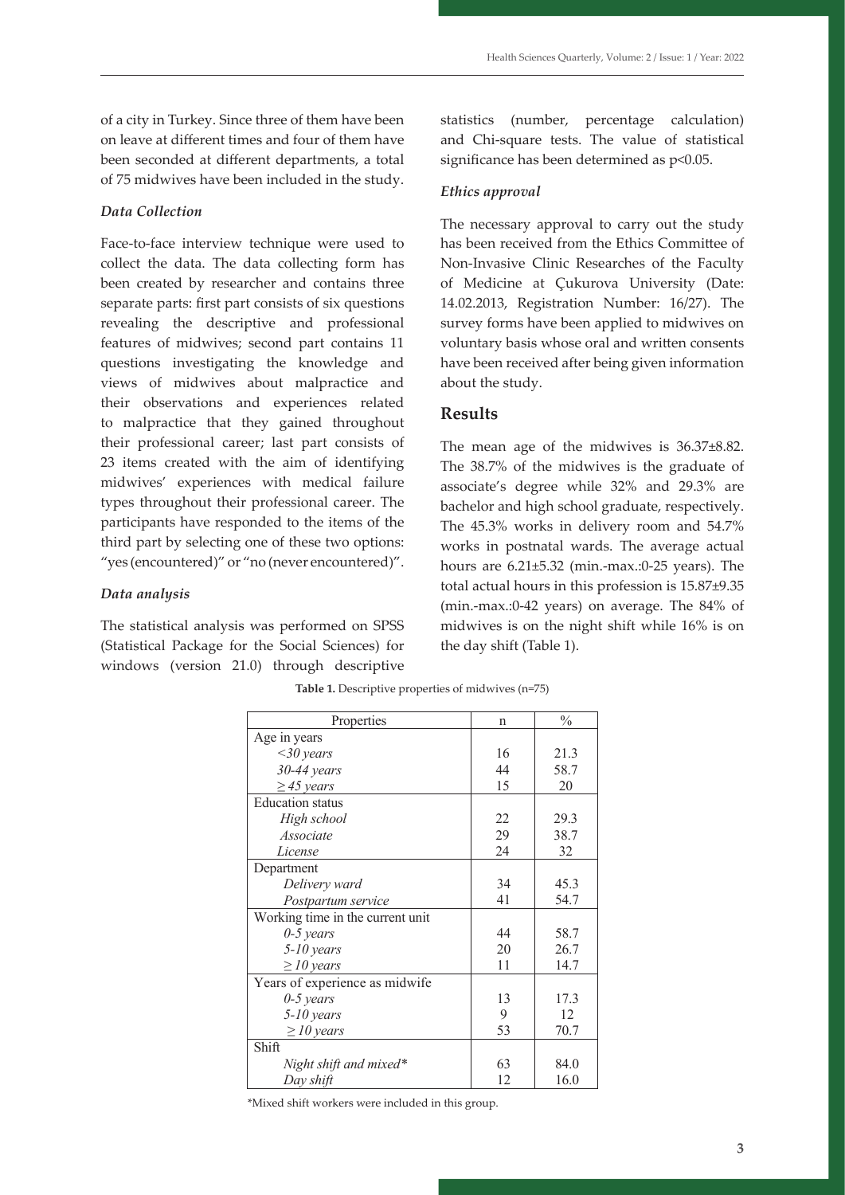of a city in Turkey. Since three of them have been on leave at different times and four of them have been seconded at different departments, a total of 75 midwives have been included in the study.

### *Data Collection*

Face-to-face interview technique were used to collect the data. The data collecting form has been created by researcher and contains three separate parts: first part consists of six questions revealing the descriptive and professional features of midwives; second part contains 11 questions investigating the knowledge and views of midwives about malpractice and their observations and experiences related to malpractice that they gained throughout their professional career; last part consists of 23 items created with the aim of identifying midwives' experiences with medical failure types throughout their professional career. The participants have responded to the items of the third part by selecting one of these two options: "yes (encountered)" or "no (never encountered)".

### *Data analysis*

The statistical analysis was performed on SPSS (Statistical Package for the Social Sciences) for windows (version 21.0) through descriptive statistics (number, percentage calculation) and Chi-square tests. The value of statistical significance has been determined as $p<0.05$.

### *Ethics approval*

The necessary approval to carry out the study has been received from the Ethics Committee of Non-Invasive Clinic Researches of the Faculty of Medicine at Çukurova University (Date: 14.02.2013, Registration Number: 16/27). The survey forms have been applied to midwives on voluntary basis whose oral and written consents have been received after being given information about the study.

## Results

The mean age of the midwives is 36.37±8.82. The 38.7% of the midwives is the graduate of associate's degree while 32% and 29.3% are bachelor and high school graduate, respectively. The 45.3% works in delivery room and 54.7% works in postnatal wards. The average actual hours are 6.21±5.32 (min.-max.:0-25 years). The total actual hours in this profession is 15.87±9.35 (min.-max.:0-42 years) on average. The 84% of midwives is on the night shift while 16% is on the day shift (Table 1).

**Table 1.** Descriptive properties of midwives (n=75)

| Properties | n | % |
|---|---|---|
| Age in years | | |
| *<30 years* | 16 | 21.3 |
| *30-44 years* | 44 | 58.7 |
| *≥ 45 years* | 15 | 20 |
| Education status | | |
| *High school* | 22 | 29.3 |
| *Associate* | 29 | 38.7 |
| *License* | 24 | 32 |
| Department | | |
| *Delivery ward* | 34 | 45.3 |
| *Postpartum service* | 41 | 54.7 |
| Working time in the current unit | | |
| *0-5 years* | 44 | 58.7 |
| *5-10 years* | 20 | 26.7 |
| *≥ 10 years* | 11 | 14.7 |
| Years of experience as midwife | | |
| *0-5 years* | 13 | 17.3 |
| *5-10 years* | 9 | 12 |
| *≥ 10 years* | 53 | 70.7 |
| Shift | | |
| *Night shift and mixed\** | 63 | 84.0 |
| *Day shift* | 12 | 16.0 |

*Mixed shift workers were included in this group.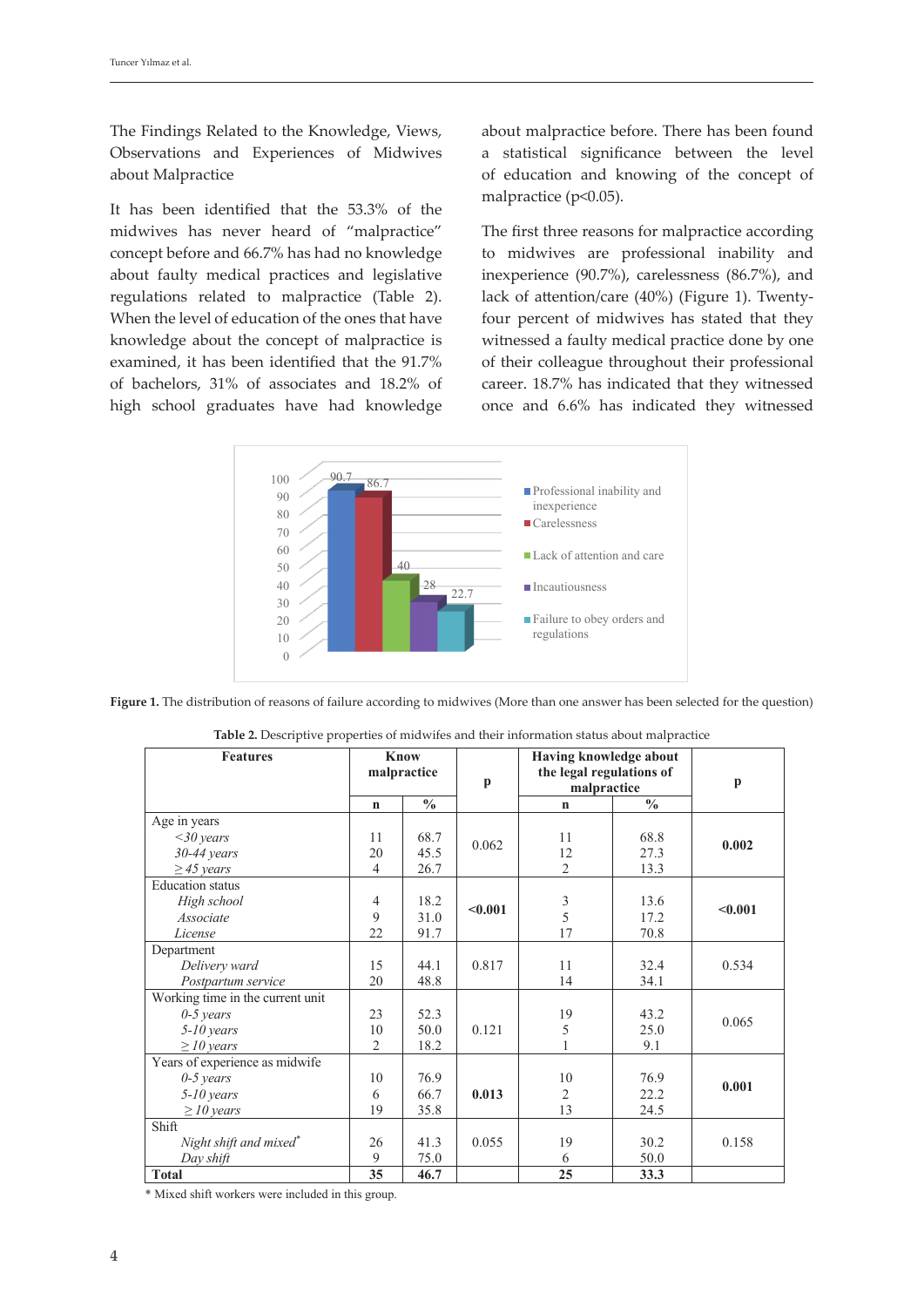### The Findings Related to the Knowledge, Views, Observations and Experiences of Midwives about Malpractice

It has been identified that the 53.3% of the midwives has never heard of "malpractice" concept before and 66.7% has had no knowledge about faulty medical practices and legislative regulations related to malpractice (Table 2). When the level of education of the ones that have knowledge about the concept of malpractice is examined, it has been identified that the 91.7% of bachelors, 31% of associates and 18.2% of high school graduates have had knowledge about malpractice before. There has been found a statistical significance between the level of education and knowing of the concept of malpractice ($p<0.05$).

The first three reasons for malpractice according to midwives are professional inability and inexperience (90.7%), carelessness (86.7%), and lack of attention/care (40%) (Figure 1). Twenty-four percent of midwives has stated that they witnessed a faulty medical practice done by one of their colleague throughout their professional career. 18.7% has indicated that they witnessed once and 6.6% has indicated they witnessed

**Figure 1.** The distribution of reasons of failure according to midwives (More than one answer has been selected for the question)

**Table 2.** Descriptive properties of midwifes and their information status about malpractice

| Features | Know malpractice | | p | Having knowledge about the legal regulations of malpractice | | p |
|---|---|---|---|---|---|---|
| | n | % | | n | % | |
| Age in years | | | | | | |
| *<30 years* | 11 | 68.7 | 0.062 | 11 | 68.8 | **0.002** |
| *30-44 years* | 20 | 45.5 | | 12 | 27.3 | |
| *≥ 45 years* | 4 | 26.7 | | 2 | 13.3 | |
| Education status | | | | | | |
| *High school* | 4 | 18.2 | **<0.001** | 3 | 13.6 | **<0.001** |
| *Associate* | 9 | 31.0 | | 5 | 17.2 | |
| *License* | 22 | 91.7 | | 17 | 70.8 | |
| Department | | | | | | |
| *Delivery ward* | 15 | 44.1 | 0.817 | 11 | 32.4 | 0.534 |
| *Postpartum service* | 20 | 48.8 | | 14 | 34.1 | |
| Working time in the current unit | | | | | | |
| *0-5 years* | 23 | 52.3 | 0.121 | 19 | 43.2 | 0.065 |
| *5-10 years* | 10 | 50.0 | | 5 | 25.0 | |
| *≥ 10 years* | 2 | 18.2 | | 1 | 9.1 | |
| Years of experience as midwife | | | | | | |
| *0-5 years* | 10 | 76.9 | **0.013** | 10 | 76.9 | **0.001** |
| *5-10 years* | 6 | 66.7 | | 2 | 22.2 | |
| *≥ 10 years* | 19 | 35.8 | | 13 | 24.5 | |
| Shift | | | | | | |
| *Night shift and mixed\** | 26 | 41.3 | 0.055 | 19 | 30.2 | 0.158 |
| *Day shift* | 9 | 75.0 | | 6 | 50.0 | |
| **Total** | **35** | **46.7** | | **25** | **33.3** | |

\* Mixed shift workers were included in this group.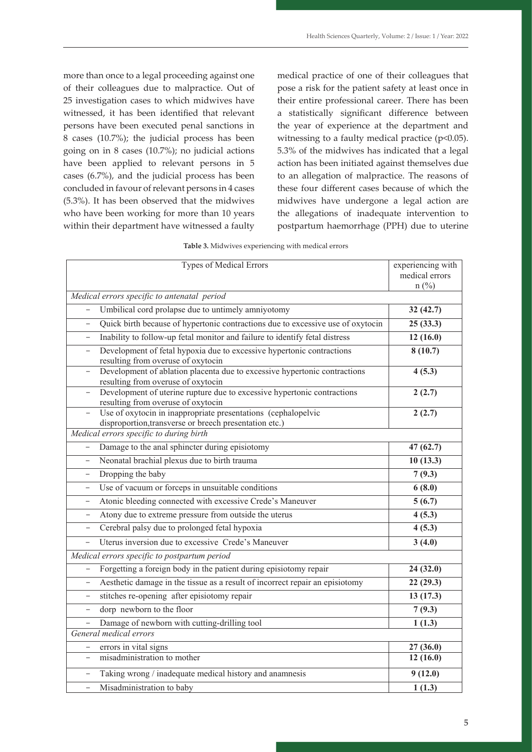more than once to a legal proceeding against one of their colleagues due to malpractice. Out of 25 investigation cases to which midwives have witnessed, it has been identified that relevant persons have been executed penal sanctions in 8 cases (10.7%); the judicial process has been going on in 8 cases (10.7%); no judicial actions have been applied to relevant persons in 5 cases (6.7%), and the judicial process has been concluded in favour of relevant persons in 4 cases (5.3%). It has been observed that the midwives who have been working for more than 10 years within their department have witnessed a faulty medical practice of one of their colleagues that pose a risk for the patient safety at least once in their entire professional career. There has been a statistically significant difference between the year of experience at the department and witnessing to a faulty medical practice ($p<0.05$). 5.3% of the midwives has indicated that a legal action has been initiated against themselves due to an allegation of malpractice. The reasons of these four different cases because of which the midwives have undergone a legal action are the allegations of inadequate intervention to postpartum haemorrhage (PPH) due to uterine

**Table 3.** Midwives experiencing with medical errors

| Types of Medical Errors | experiencing with medical errors n (%) |
|---|---|
| *Medical errors specific to antenatal period* | |
| – Umbilical cord prolapse due to untimely amniyotomy | **32 (42.7)** |
| – Quick birth because of hypertonic contractions due to excessive use of oxytocin | **25 (33.3)** |
| – Inability to follow-up fetal monitor and failure to identify fetal distress | **12 (16.0)** |
| – Development of fetal hypoxia due to excessive hypertonic contractions resulting from overuse of oxytocin | **8 (10.7)** |
| – Development of ablation placenta due to excessive hypertonic contractions resulting from overuse of oxytocin | **4 (5.3)** |
| – Development of uterine rupture due to excessive hypertonic contractions resulting from overuse of oxytocin | **2 (2.7)** |
| – Use of oxytocin in inappropriate presentations (cephalopelvic disproportion,transverse or breech presentation etc.) | **2 (2.7)** |
| *Medical errors specific to during birth* | |
| – Damage to the anal sphincter during episiotomy | **47 (62.7)** |
| – Neonatal brachial plexus due to birth trauma | **10 (13.3)** |
| – Dropping the baby | **7 (9.3)** |
| – Use of vacuum or forceps in unsuitable conditions | **6 (8.0)** |
| – Atonic bleeding connected with excessive Crede's Maneuver | **5 (6.7)** |
| – Atony due to extreme pressure from outside the uterus | **4 (5.3)** |
| – Cerebral palsy due to prolonged fetal hypoxia | **4 (5.3)** |
| – Uterus inversion due to excessive Crede's Maneuver | **3 (4.0)** |
| *Medical errors specific to postpartum period* | |
| – Forgetting a foreign body in the patient during episiotomy repair | **24 (32.0)** |
| – Aesthetic damage in the tissue as a result of incorrect repair an episiotomy | **22 (29.3)** |
| – stitches re-opening after episiotomy repair | **13 (17.3)** |
| – dorp newborn to the floor | **7 (9.3)** |
| – Damage of newborn with cutting-drilling tool | **1 (1.3)** |
| *General medical errors* | |
| – errors in vital signs | **27 (36.0)** |
| – misadministration to mother | **12 (16.0)** |
| – Taking wrong / inadequate medical history and anamnesis | **9 (12.0)** |
| – Misadministration to baby | **1 (1.3)** |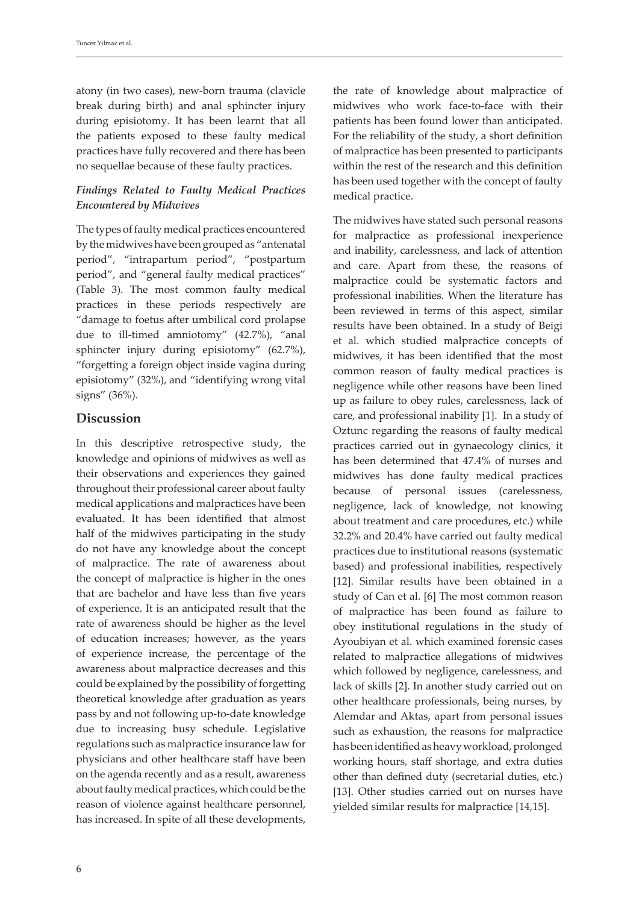atony (in two cases), new-born trauma (clavicle break during birth) and anal sphincter injury during episiotomy. It has been learnt that all the patients exposed to these faulty medical practices have fully recovered and there has been no sequellae because of these faulty practices.

### *Findings Related to Faulty Medical Practices Encountered by Midwives*

The types of faulty medical practices encountered by the midwives have been grouped as "antenatal period", "intrapartum period", "postpartum period", and "general faulty medical practices" (Table 3). The most common faulty medical practices in these periods respectively are "damage to foetus after umbilical cord prolapse due to ill-timed amniotomy" (42.7%), "anal sphincter injury during episiotomy" (62.7%), "forgetting a foreign object inside vagina during episiotomy" (32%), and "identifying wrong vital signs" (36%).

## Discussion

In this descriptive retrospective study, the knowledge and opinions of midwives as well as their observations and experiences they gained throughout their professional career about faulty medical applications and malpractices have been evaluated. It has been identified that almost half of the midwives participating in the study do not have any knowledge about the concept of malpractice. The rate of awareness about the concept of malpractice is higher in the ones that are bachelor and have less than five years of experience. It is an anticipated result that the rate of awareness should be higher as the level of education increases; however, as the years of experience increase, the percentage of the awareness about malpractice decreases and this could be explained by the possibility of forgetting theoretical knowledge after graduation as years pass by and not following up-to-date knowledge due to increasing busy schedule. Legislative regulations such as malpractice insurance law for physicians and other healthcare staff have been on the agenda recently and as a result, awareness about faulty medical practices, which could be the reason of violence against healthcare personnel, has increased. In spite of all these developments, the rate of knowledge about malpractice of midwives who work face-to-face with their patients has been found lower than anticipated. For the reliability of the study, a short definition of malpractice has been presented to participants within the rest of the research and this definition has been used together with the concept of faulty medical practice.

The midwives have stated such personal reasons for malpractice as professional inexperience and inability, carelessness, and lack of attention and care. Apart from these, the reasons of malpractice could be systematic factors and professional inabilities. When the literature has been reviewed in terms of this aspect, similar results have been obtained. In a study of Beigi et al. which studied malpractice concepts of midwives, it has been identified that the most common reason of faulty medical practices is negligence while other reasons have been lined up as failure to obey rules, carelessness, lack of care, and professional inability [1]. In a study of Oztunc regarding the reasons of faulty medical practices carried out in gynaecology clinics, it has been determined that 47.4% of nurses and midwives has done faulty medical practices because of personal issues (carelessness, negligence, lack of knowledge, not knowing about treatment and care procedures, etc.) while 32.2% and 20.4% have carried out faulty medical practices due to institutional reasons (systematic based) and professional inabilities, respectively [12]. Similar results have been obtained in a study of Can et al. [6] The most common reason of malpractice has been found as failure to obey institutional regulations in the study of Ayoubiyan et al. which examined forensic cases related to malpractice allegations of midwives which followed by negligence, carelessness, and lack of skills [2]. In another study carried out on other healthcare professionals, being nurses, by Alemdar and Aktas, apart from personal issues such as exhaustion, the reasons for malpractice has been identified as heavy workload, prolonged working hours, staff shortage, and extra duties other than defined duty (secretarial duties, etc.) [13]. Other studies carried out on nurses have yielded similar results for malpractice [14,15].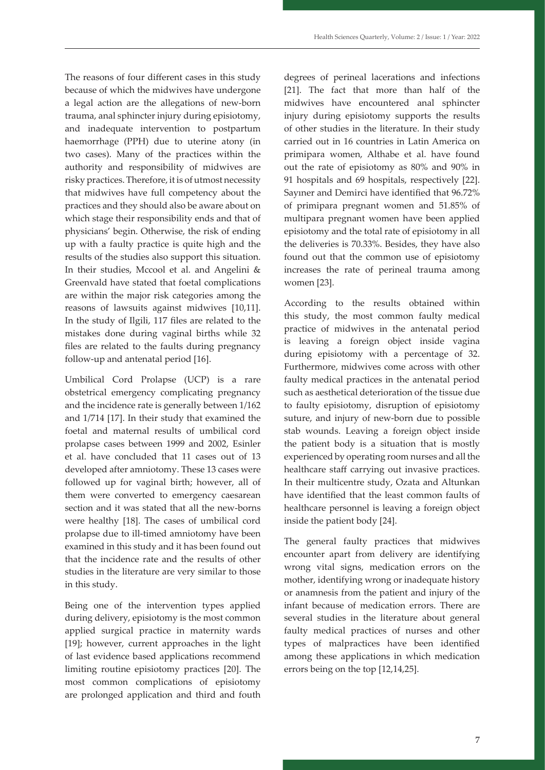The reasons of four different cases in this study because of which the midwives have undergone a legal action are the allegations of new-born trauma, anal sphincter injury during episiotomy, and inadequate intervention to postpartum haemorrhage (PPH) due to uterine atony (in two cases). Many of the practices within the authority and responsibility of midwives are risky practices. Therefore, it is of utmost necessity that midwives have full competency about the practices and they should also be aware about on which stage their responsibility ends and that of physicians' begin. Otherwise, the risk of ending up with a faulty practice is quite high and the results of the studies also support this situation. In their studies, Mccool et al. and Angelini & Greenvald have stated that foetal complications are within the major risk categories among the reasons of lawsuits against midwives [10,11]. In the study of Ilgili, 117 files are related to the mistakes done during vaginal births while 32 files are related to the faults during pregnancy follow-up and antenatal period [16].

Umbilical Cord Prolapse (UCP) is a rare obstetrical emergency complicating pregnancy and the incidence rate is generally between 1/162 and 1/714 [17]. In their study that examined the foetal and maternal results of umbilical cord prolapse cases between 1999 and 2002, Esinler et al. have concluded that 11 cases out of 13 developed after amniotomy. These 13 cases were followed up for vaginal birth; however, all of them were converted to emergency caesarean section and it was stated that all the new-borns were healthy [18]. The cases of umbilical cord prolapse due to ill-timed amniotomy have been examined in this study and it has been found out that the incidence rate and the results of other studies in the literature are very similar to those in this study.

Being one of the intervention types applied during delivery, episiotomy is the most common applied surgical practice in maternity wards [19]; however, current approaches in the light of last evidence based applications recommend limiting routine episiotomy practices [20]. The most common complications of episiotomy are prolonged application and third and fouth degrees of perineal lacerations and infections [21]. The fact that more than half of the midwives have encountered anal sphincter injury during episiotomy supports the results of other studies in the literature. In their study carried out in 16 countries in Latin America on primipara women, Althabe et al. have found out the rate of episiotomy as 80% and 90% in 91 hospitals and 69 hospitals, respectively [22]. Sayıner and Demirci have identified that 96.72% of primipara pregnant women and 51.85% of multipara pregnant women have been applied episiotomy and the total rate of episiotomy in all the deliveries is 70.33%. Besides, they have also found out that the common use of episiotomy increases the rate of perineal trauma among women [23].

According to the results obtained within this study, the most common faulty medical practice of midwives in the antenatal period is leaving a foreign object inside vagina during episiotomy with a percentage of 32. Furthermore, midwives come across with other faulty medical practices in the antenatal period such as aesthetical deterioration of the tissue due to faulty episiotomy, disruption of episiotomy suture, and injury of new-born due to possible stab wounds. Leaving a foreign object inside the patient body is a situation that is mostly experienced by operating room nurses and all the healthcare staff carrying out invasive practices. In their multicentre study, Ozata and Altunkan have identified that the least common faults of healthcare personnel is leaving a foreign object inside the patient body [24].

The general faulty practices that midwives encounter apart from delivery are identifying wrong vital signs, medication errors on the mother, identifying wrong or inadequate history or anamnesis from the patient and injury of the infant because of medication errors. There are several studies in the literature about general faulty medical practices of nurses and other types of malpractices have been identified among these applications in which medication errors being on the top [12,14,25].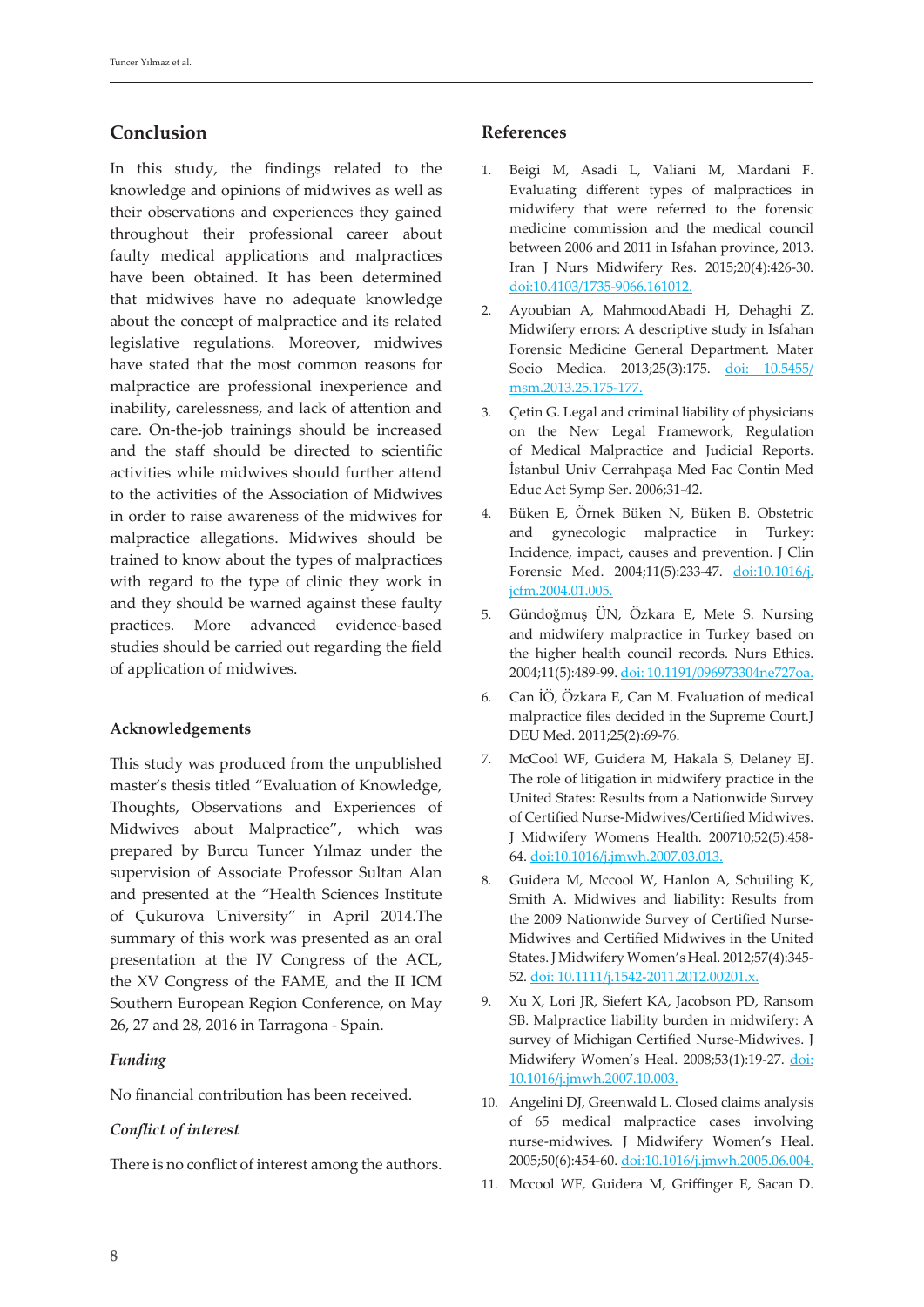## Conclusion

In this study, the findings related to the knowledge and opinions of midwives as well as their observations and experiences they gained throughout their professional career about faulty medical applications and malpractices have been obtained. It has been determined that midwives have no adequate knowledge about the concept of malpractice and its related legislative regulations. Moreover, midwives have stated that the most common reasons for malpractice are professional inexperience and inability, carelessness, and lack of attention and care. On-the-job trainings should be increased and the staff should be directed to scientific activities while midwives should further attend to the activities of the Association of Midwives in order to raise awareness of the midwives for malpractice allegations. Midwives should be trained to know about the types of malpractices with regard to the type of clinic they work in and they should be warned against these faulty practices. More advanced evidence-based studies should be carried out regarding the field of application of midwives.

### Acknowledgements

This study was produced from the unpublished master's thesis titled "Evaluation of Knowledge, Thoughts, Observations and Experiences of Midwives about Malpractice", which was prepared by Burcu Tuncer Yılmaz under the supervision of Associate Professor Sultan Alan and presented at the "Health Sciences Institute of Çukurova University" in April 2014.The summary of this work was presented as an oral presentation at the IV Congress of the ACL, the XV Congress of the FAME, and the II ICM Southern European Region Conference, on May 26, 27 and 28, 2016 in Tarragona - Spain.

### *Funding*

No financial contribution has been received.

### *Conflict of interest*

There is no conflict of interest among the authors.

## References

1. Beigi M, Asadi L, Valiani M, Mardani F. Evaluating different types of malpractices in midwifery that were referred to the forensic medicine commission and the medical council between 2006 and 2011 in Isfahan province, 2013. Iran J Nurs Midwifery Res. 2015;20(4):426-30. doi:10.4103/1735-9066.161012.
2. Ayoubian A, MahmoodAbadi H, Dehaghi Z. Midwifery errors: A descriptive study in Isfahan Forensic Medicine General Department. Mater Socio Medica. 2013;25(3):175. doi: 10.5455/msm.2013.25.175-177.
3. Çetin G. Legal and criminal liability of physicians on the New Legal Framework, Regulation of Medical Malpractice and Judicial Reports. İstanbul Univ Cerrahpaşa Med Fac Contin Med Educ Act Symp Ser. 2006;31-42.
4. Büken E, Örnek Büken N, Büken B. Obstetric and gynecologic malpractice in Turkey: Incidence, impact, causes and prevention. J Clin Forensic Med. 2004;11(5):233-47. doi:10.1016/j.jcfm.2004.01.005.
5. Gündoğmuş ÜN, Özkara E, Mete S. Nursing and midwifery malpractice in Turkey based on the higher health council records. Nurs Ethics. 2004;11(5):489-99. doi: 10.1191/096973304ne727oa.
6. Can İÖ, Özkara E, Can M. Evaluation of medical malpractice files decided in the Supreme Court.J DEU Med. 2011;25(2):69-76.
7. McCool WF, Guidera M, Hakala S, Delaney EJ. The role of litigation in midwifery practice in the United States: Results from a Nationwide Survey of Certified Nurse-Midwives/Certified Midwives. J Midwifery Womens Health. 200710;52(5):458-64. doi:10.1016/j.jmwh.2007.03.013.
8. Guidera M, Mccool W, Hanlon A, Schuiling K, Smith A. Midwives and liability: Results from the 2009 Nationwide Survey of Certified Nurse-Midwives and Certified Midwives in the United States. J Midwifery Women's Heal. 2012;57(4):345-52. doi: 10.1111/j.1542-2011.2012.00201.x.
9. Xu X, Lori JR, Siefert KA, Jacobson PD, Ransom SB. Malpractice liability burden in midwifery: A survey of Michigan Certified Nurse-Midwives. J Midwifery Women's Heal. 2008;53(1):19-27. doi: 10.1016/j.jmwh.2007.10.003.
10. Angelini DJ, Greenwald L. Closed claims analysis of 65 medical malpractice cases involving nurse-midwives. J Midwifery Women's Heal. 2005;50(6):454-60. doi:10.1016/j.jmwh.2005.06.004.
11. Mccool WF, Guidera M, Griffinger E, Sacan D.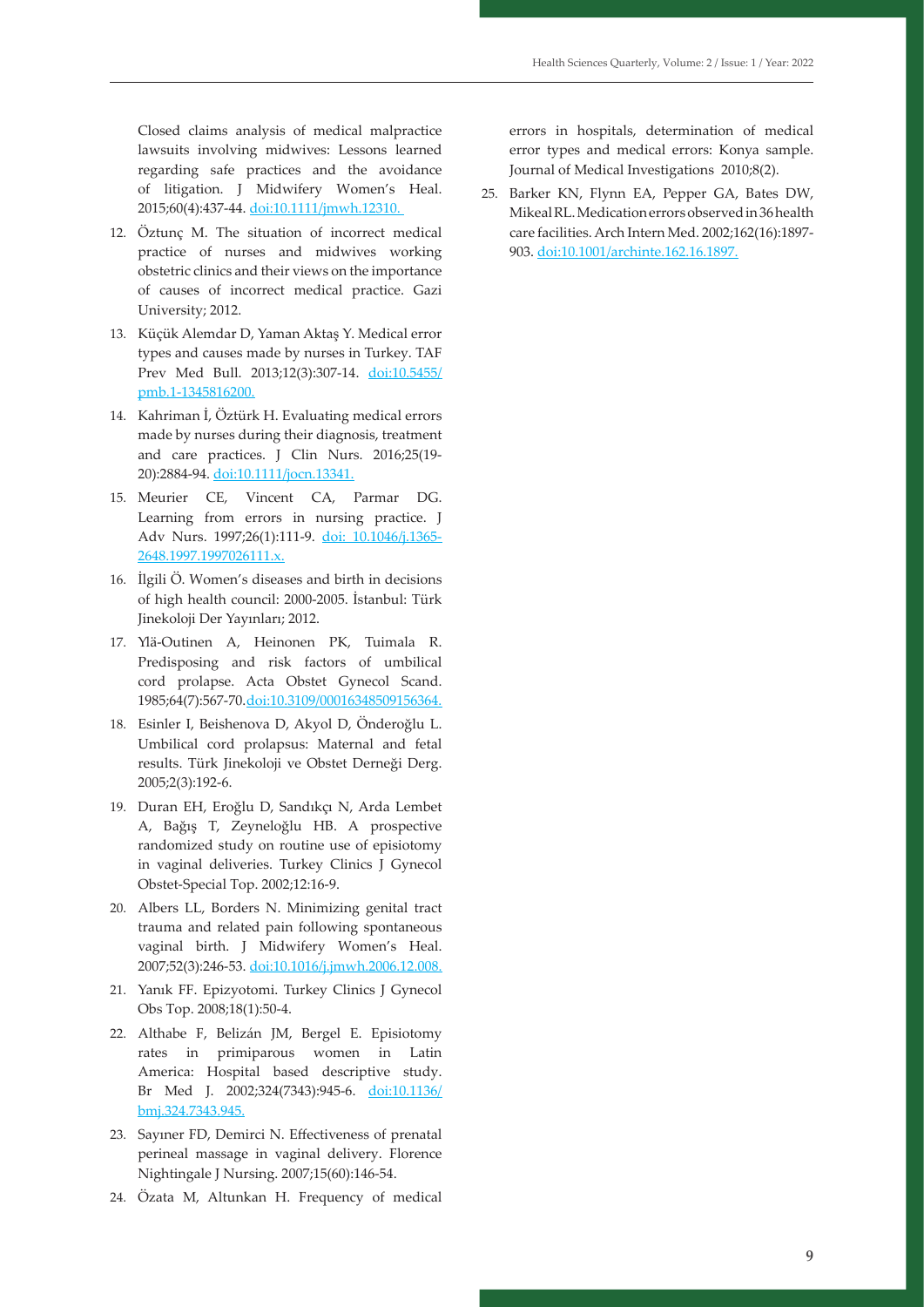Closed claims analysis of medical malpractice lawsuits involving midwives: Lessons learned regarding safe practices and the avoidance of litigation. J Midwifery Women's Heal. 2015;60(4):437-44. doi:10.1111/jmwh.12310.

12. Öztunç M. The situation of incorrect medical practice of nurses and midwives working obstetric clinics and their views on the importance of causes of incorrect medical practice. Gazi University; 2012.
13. Küçük Alemdar D, Yaman Aktaş Y. Medical error types and causes made by nurses in Turkey. TAF Prev Med Bull. 2013;12(3):307-14. doi:10.5455/pmb.1-1345816200.
14. Kahriman İ, Öztürk H. Evaluating medical errors made by nurses during their diagnosis, treatment and care practices. J Clin Nurs. 2016;25(19-20):2884-94. doi:10.1111/jocn.13341.
15. Meurier CE, Vincent CA, Parmar DG. Learning from errors in nursing practice. J Adv Nurs. 1997;26(1):111-9. doi: 10.1046/j.1365-2648.1997.1997026111.x.
16. İlgili Ö. Women's diseases and birth in decisions of high health council: 2000-2005. İstanbul: Türk Jinekoloji Der Yayınları; 2012.
17. Ylä-Outinen A, Heinonen PK, Tuimala R. Predisposing and risk factors of umbilical cord prolapse. Acta Obstet Gynecol Scand. 1985;64(7):567-70.doi:10.3109/00016348509156364.
18. Esinler I, Beishenova D, Akyol D, Önderoğlu L. Umbilical cord prolapsus: Maternal and fetal results. Türk Jinekoloji ve Obstet Derneği Derg. 2005;2(3):192-6.
19. Duran EH, Eroğlu D, Sandıkçı N, Arda Lembet A, Bağış T, Zeyneloğlu HB. A prospective randomized study on routine use of episiotomy in vaginal deliveries. Turkey Clinics J Gynecol Obstet-Special Top. 2002;12:16-9.
20. Albers LL, Borders N. Minimizing genital tract trauma and related pain following spontaneous vaginal birth. J Midwifery Women's Heal. 2007;52(3):246-53. doi:10.1016/j.jmwh.2006.12.008.
21. Yanık FF. Epizyotomi. Turkey Clinics J Gynecol Obs Top. 2008;18(1):50-4.
22. Althabe F, Belizán JM, Bergel E. Episiotomy rates in primiparous women in Latin America: Hospital based descriptive study. Br Med J. 2002;324(7343):945-6. doi:10.1136/bmj.324.7343.945.
23. Sayıner FD, Demirci N. Effectiveness of prenatal perineal massage in vaginal delivery. Florence Nightingale J Nursing. 2007;15(60):146-54.
24. Özata M, Altunkan H. Frequency of medical errors in hospitals, determination of medical error types and medical errors: Konya sample. Journal of Medical Investigations 2010;8(2).
25. Barker KN, Flynn EA, Pepper GA, Bates DW, Mikeal RL. Medication errors observed in 36 health care facilities. Arch Intern Med. 2002;162(16):1897-903. doi:10.1001/archinte.162.16.1897.